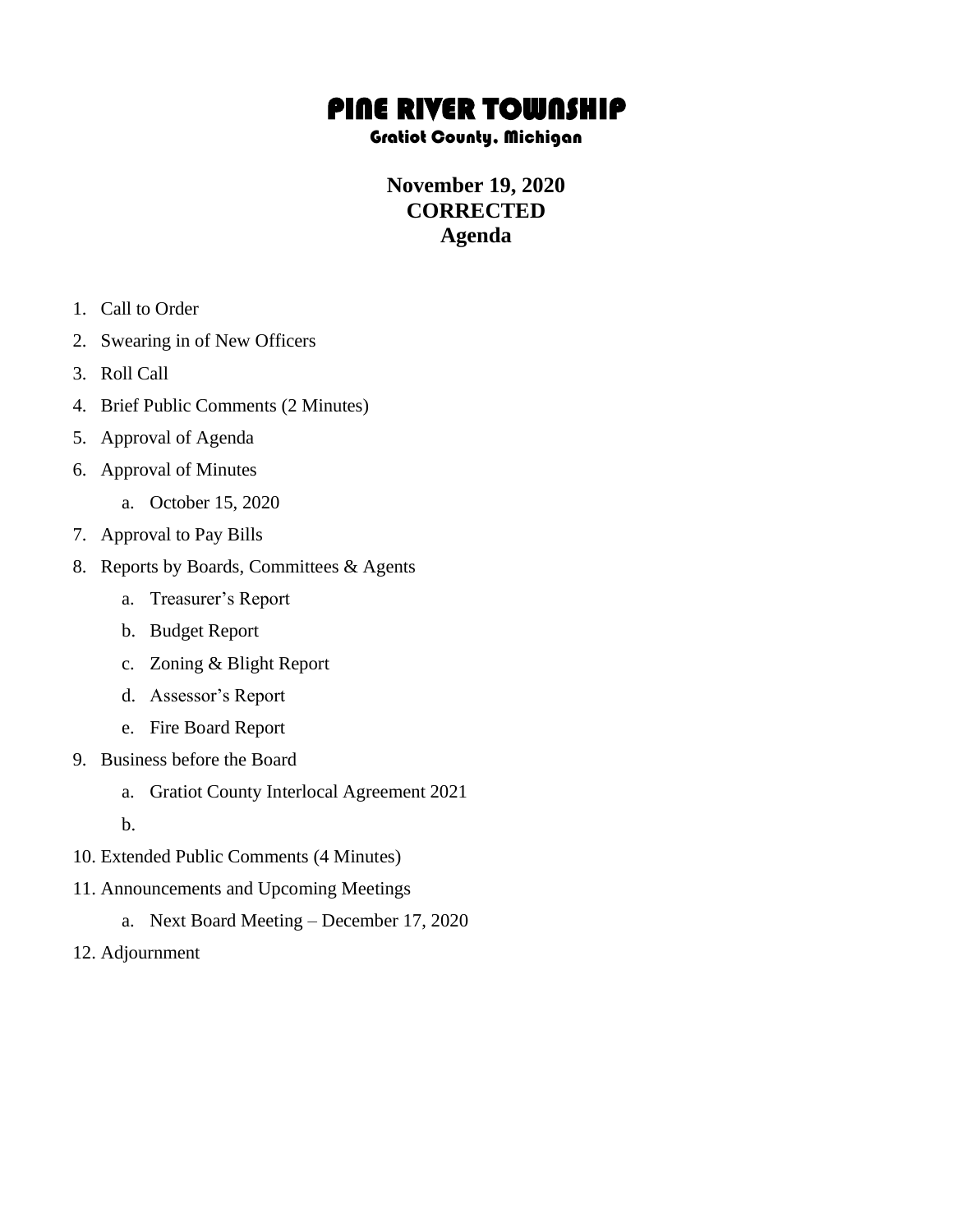# PINE RIVER TOWNSHIP

### Gratiot County, Michigan

**November 19, 2020**
**CORRECTED**
**Agenda**

1. Call to Order
2. Swearing in of New Officers
3. Roll Call
4. Brief Public Comments (2 Minutes)
5. Approval of Agenda
6. Approval of Minutes
    a. October 15, 2020
7. Approval to Pay Bills
8. Reports by Boards, Committees & Agents
    a. Treasurer's Report
    b. Budget Report
    c. Zoning & Blight Report
    d. Assessor's Report
    e. Fire Board Report
9. Business before the Board
    a. Gratiot County Interlocal Agreement 2021
    b.
10. Extended Public Comments (4 Minutes)
11. Announcements and Upcoming Meetings
    a. Next Board Meeting – December 17, 2020
12. Adjournment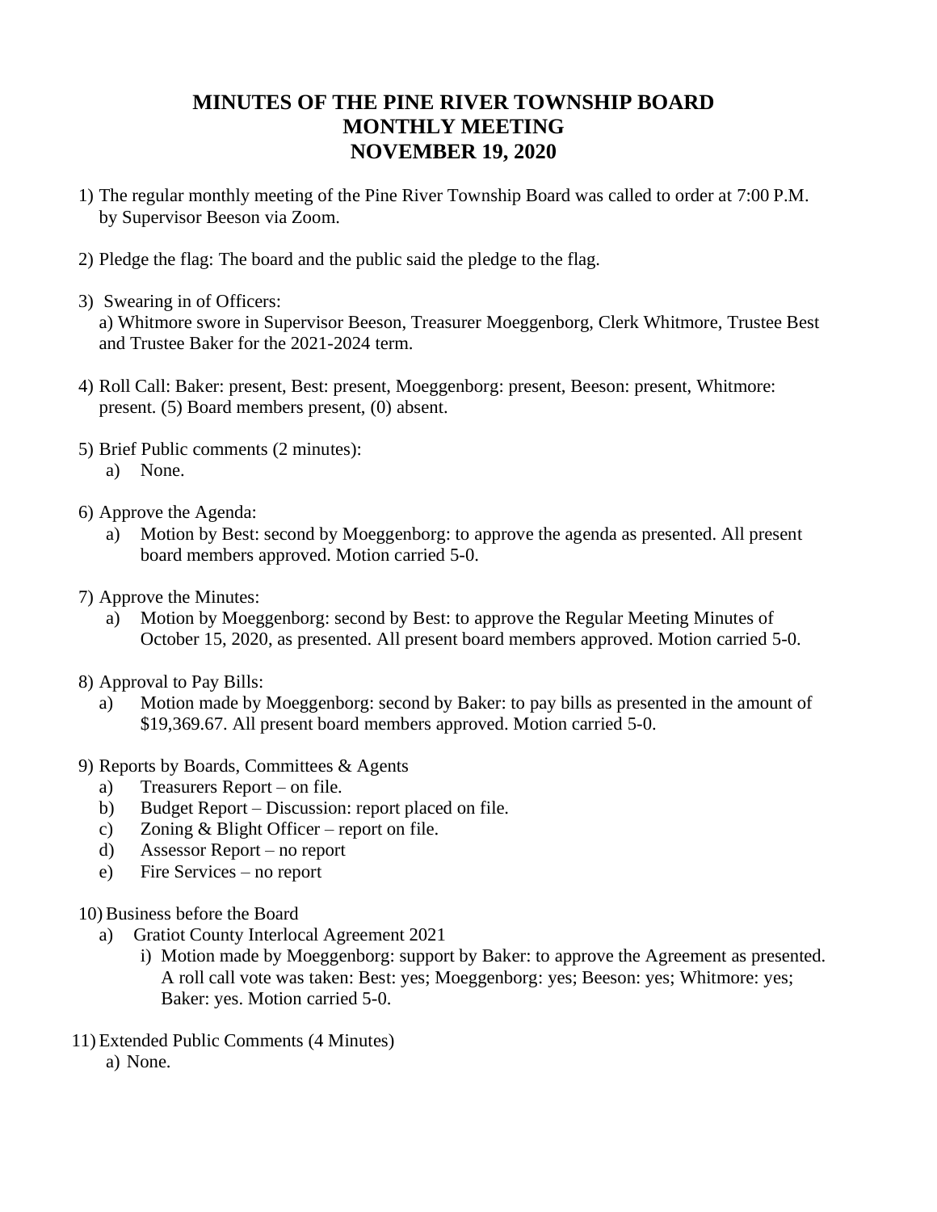# MINUTES OF THE PINE RIVER TOWNSHIP BOARD
# MONTHLY MEETING
# NOVEMBER 19, 2020

1) The regular monthly meeting of the Pine River Township Board was called to order at 7:00 P.M. by Supervisor Beeson via Zoom.

2) Pledge the flag: The board and the public said the pledge to the flag.

3) Swearing in of Officers:
   a) Whitmore swore in Supervisor Beeson, Treasurer Moeggenborg, Clerk Whitmore, Trustee Best and Trustee Baker for the 2021-2024 term.

4) Roll Call: Baker: present, Best: present, Moeggenborg: present, Beeson: present, Whitmore: present. (5) Board members present, (0) absent.

5) Brief Public comments (2 minutes):
   a) None.

6) Approve the Agenda:
   a) Motion by Best: second by Moeggenborg: to approve the agenda as presented. All present board members approved. Motion carried 5-0.

7) Approve the Minutes:
   a) Motion by Moeggenborg: second by Best: to approve the Regular Meeting Minutes of October 15, 2020, as presented. All present board members approved. Motion carried 5-0.

8) Approval to Pay Bills:
   a) Motion made by Moeggenborg: second by Baker: to pay bills as presented in the amount of $19,369.67. All present board members approved. Motion carried 5-0.

9) Reports by Boards, Committees & Agents
   a) Treasurers Report – on file.
   b) Budget Report – Discussion: report placed on file.
   c) Zoning & Blight Officer – report on file.
   d) Assessor Report – no report
   e) Fire Services – no report

10) Business before the Board
    a) Gratiot County Interlocal Agreement 2021
       i) Motion made by Moeggenborg: support by Baker: to approve the Agreement as presented. A roll call vote was taken: Best: yes; Moeggenborg: yes; Beeson: yes; Whitmore: yes; Baker: yes. Motion carried 5-0.

11) Extended Public Comments (4 Minutes)
    a) None.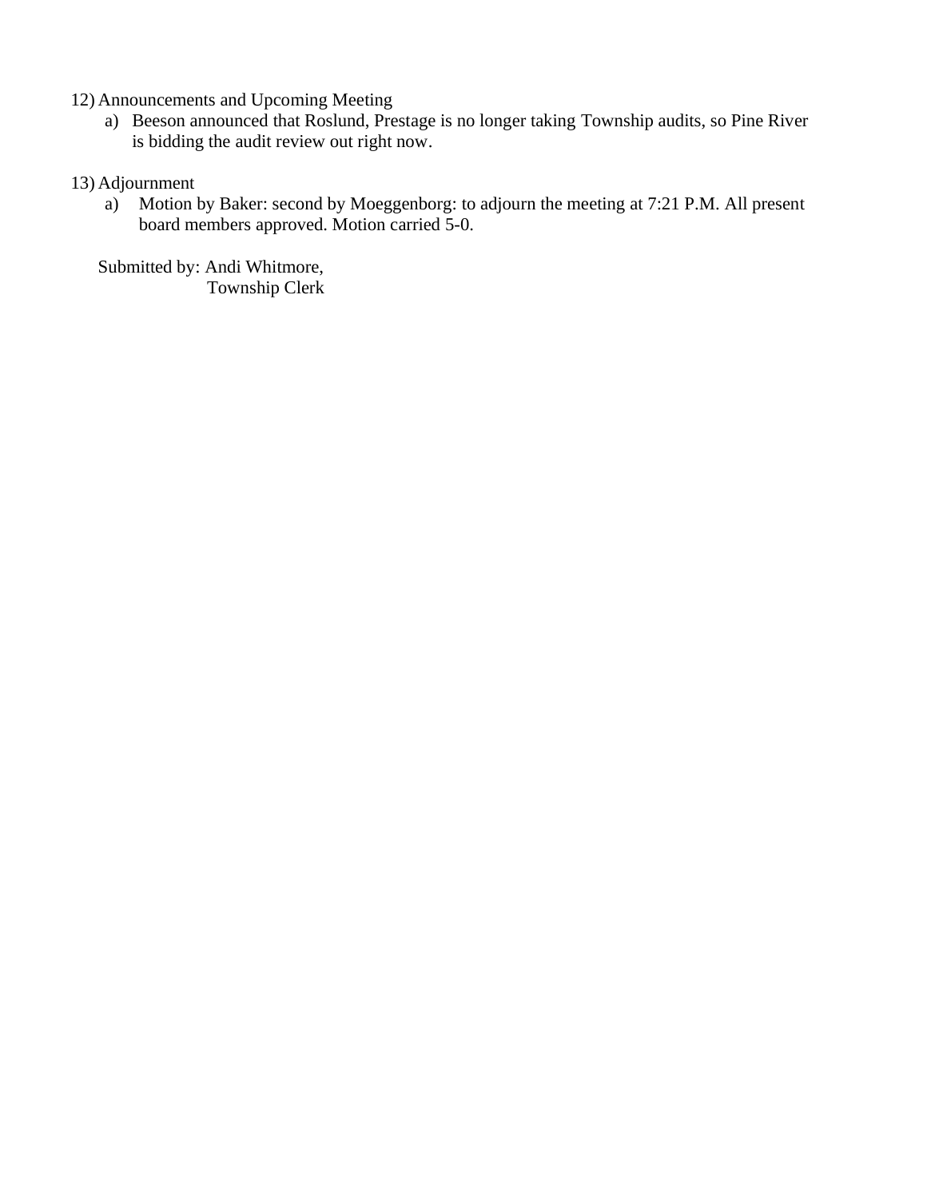12) Announcements and Upcoming Meeting
   a) Beeson announced that Roslund, Prestage is no longer taking Township audits, so Pine River is bidding the audit review out right now.

13) Adjournment
   a) Motion by Baker: second by Moeggenborg: to adjourn the meeting at 7:21 P.M. All present board members approved. Motion carried 5-0.

Submitted by: Andi Whitmore,
Township Clerk